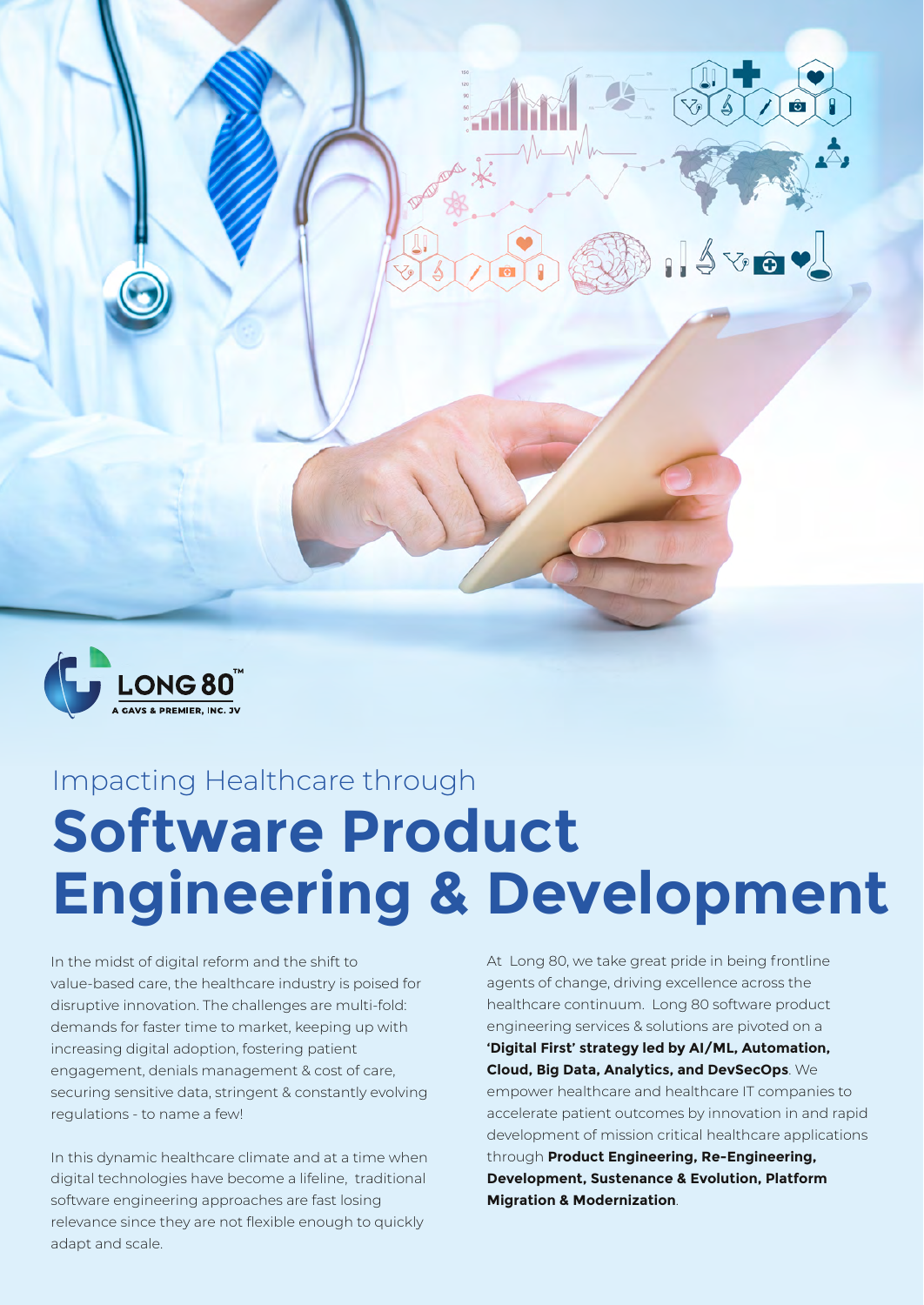LONG 80™

A GAVS & PREMIER, INC. JV

# Impacting Healthcare through **Software Product Engineering & Development**

In the midst of digital reform and the shift to value-based care, the healthcare industry is poised for disruptive innovation. The challenges are multi-fold: demands for faster time to market, keeping up with increasing digital adoption, fostering patient engagement, denials management & cost of care, securing sensitive data, stringent & constantly evolving regulations - to name a few!

In this dynamic healthcare climate and at a time when digital technologies have become a lifeline, traditional software engineering approaches are fast losing relevance since they are not flexible enough to quickly adapt and scale.

At Long 80, we take great pride in being frontline agents of change, driving excellence across the healthcare continuum. Long 80 software product engineering services & solutions are pivoted on a **'Digital First' strategy led by AI/ML, Automation, Cloud, Big Data, Analytics, and DevSecOps**. We empower healthcare and healthcare IT companies to accelerate patient outcomes by innovation in and rapid development of mission critical healthcare applications through **Product Engineering, Re-Engineering, Development, Sustenance & Evolution, Platform Migration & Modernization**.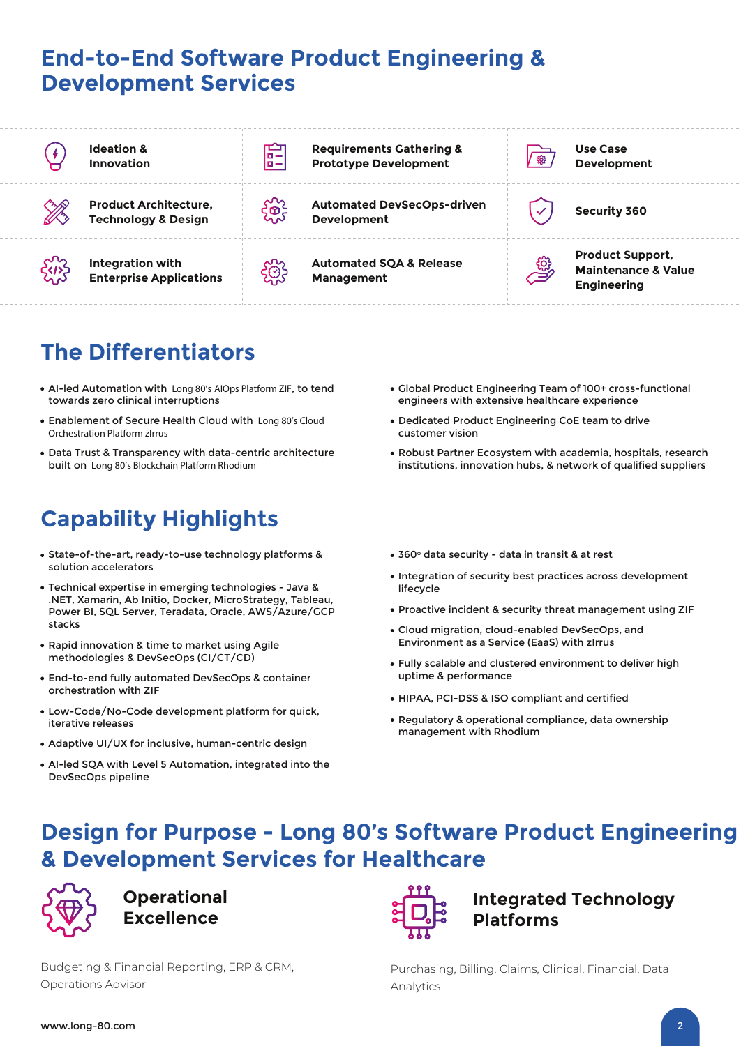# End-to-End Software Product Engineering & Development Services

| | | |
|---|---|---|
| **Ideation & Innovation** | **Requirements Gathering & Prototype Development** | **Use Case Development** |
| **Product Architecture, Technology & Design** | **Automated DevSecOps-driven Development** | **Security 360** |
| **Integration with Enterprise Applications** | **Automated SQA & Release Management** | **Product Support, Maintenance & Value Engineering** |

## The Differentiators

- AI-led Automation with Long 80's AIOps Platform ZIF, to tend towards zero clinical interruptions
- Enablement of Secure Health Cloud with Long 80's Cloud Orchestration Platform zIrrus
- Data Trust & Transparency with data-centric architecture built on Long 80's Blockchain Platform Rhodium
- Global Product Engineering Team of 100+ cross-functional engineers with extensive healthcare experience
- Dedicated Product Engineering CoE team to drive customer vision
- Robust Partner Ecosystem with academia, hospitals, research institutions, innovation hubs, & network of qualified suppliers

## Capability Highlights

- State-of-the-art, ready-to-use technology platforms & solution accelerators
- Technical expertise in emerging technologies - Java & .NET, Xamarin, Ab Initio, Docker, MicroStrategy, Tableau, Power BI, SQL Server, Teradata, Oracle, AWS/Azure/GCP stacks
- Rapid innovation & time to market using Agile methodologies & DevSecOps (CI/CT/CD)
- End-to-end fully automated DevSecOps & container orchestration with ZIF
- Low-Code/No-Code development platform for quick, iterative releases
- Adaptive UI/UX for inclusive, human-centric design
- AI-led SQA with Level 5 Automation, integrated into the DevSecOps pipeline
- 360° data security - data in transit & at rest
- Integration of security best practices across development lifecycle
- Proactive incident & security threat management using ZIF
- Cloud migration, cloud-enabled DevSecOps, and Environment as a Service (EaaS) with zIrrus
- Fully scalable and clustered environment to deliver high uptime & performance
- HIPAA, PCI-DSS & ISO compliant and certified
- Regulatory & operational compliance, data ownership management with Rhodium

## Design for Purpose - Long 80's Software Product Engineering & Development Services for Healthcare

### Operational Excellence

Budgeting & Financial Reporting, ERP & CRM, Operations Advisor

### Integrated Technology Platforms

Purchasing, Billing, Claims, Clinical, Financial, Data Analytics

www.long-80.com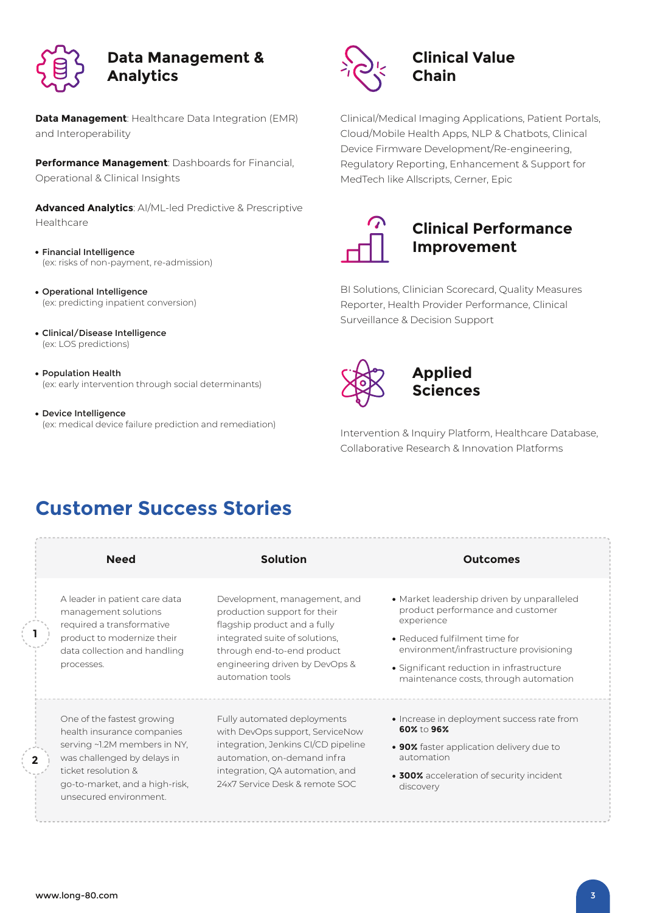## Data Management & Analytics

**Data Management**: Healthcare Data Integration (EMR) and Interoperability

**Performance Management**: Dashboards for Financial, Operational & Clinical Insights

**Advanced Analytics**: AI/ML-led Predictive & Prescriptive Healthcare

- **Financial Intelligence**
  (ex: risks of non-payment, re-admission)
- **Operational Intelligence**
  (ex: predicting inpatient conversion)
- **Clinical/Disease Intelligence**
  (ex: LOS predictions)
- **Population Health**
  (ex: early intervention through social determinants)
- **Device Intelligence**
  (ex: medical device failure prediction and remediation)

## Clinical Value Chain

Clinical/Medical Imaging Applications, Patient Portals, Cloud/Mobile Health Apps, NLP & Chatbots, Clinical Device Firmware Development/Re-engineering, Regulatory Reporting, Enhancement & Support for MedTech like Allscripts, Cerner, Epic

## Clinical Performance Improvement

BI Solutions, Clinician Scorecard, Quality Measures Reporter, Health Provider Performance, Clinical Surveillance & Decision Support

## Applied Sciences

Intervention & Inquiry Platform, Healthcare Database, Collaborative Research & Innovation Platforms

# Customer Success Stories

| | Need | Solution | Outcomes |
|---|---|---|---|
| 1 | A leader in patient care data management solutions required a transformative product to modernize their data collection and handling processes. | Development, management, and production support for their flagship product and a fully integrated suite of solutions, through end-to-end product engineering driven by DevOps & automation tools | • Market leadership driven by unparalleled product performance and customer experience<br>• Reduced fulfilment time for environment/infrastructure provisioning<br>• Significant reduction in infrastructure maintenance costs, through automation |
| 2 | One of the fastest growing health insurance companies serving ~1.2M members in NY, was challenged by delays in ticket resolution & go-to-market, and a high-risk, unsecured environment. | Fully automated deployments with DevOps support, ServiceNow integration, Jenkins CI/CD pipeline automation, on-demand infra integration, QA automation, and 24x7 Service Desk & remote SOC | • Increase in deployment success rate from **60%** to **96%**<br>• **90%** faster application delivery due to automation<br>• **300%** acceleration of security incident discovery |

www.long-80.com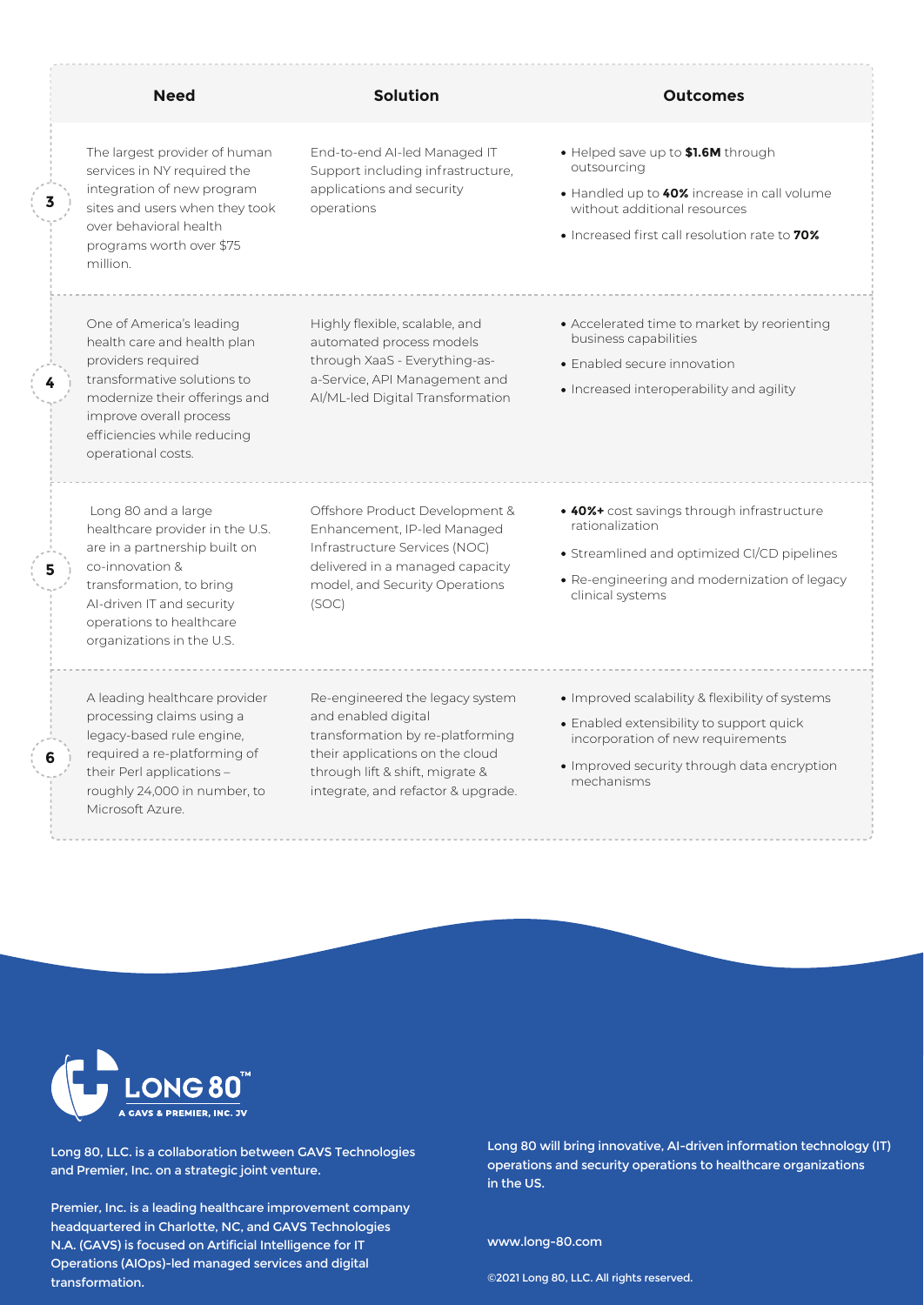| | Need | Solution | Outcomes |
|---|---|---|---|
| 3 | The largest provider of human services in NY required the integration of new program sites and users when they took over behavioral health programs worth over $75 million. | End-to-end AI-led Managed IT Support including infrastructure, applications and security operations | • Helped save up to **$1.6M** through outsourcing<br>• Handled up to **40%** increase in call volume without additional resources<br>• Increased first call resolution rate to **70%** |
| 4 | One of America's leading health care and health plan providers required transformative solutions to modernize their offerings and improve overall process efficiencies while reducing operational costs. | Highly flexible, scalable, and automated process models through XaaS - Everything-as-a-Service, API Management and AI/ML-led Digital Transformation | • Accelerated time to market by reorienting business capabilities<br>• Enabled secure innovation<br>• Increased interoperability and agility |
| 5 | Long 80 and a large healthcare provider in the U.S. are in a partnership built on co-innovation & transformation, to bring AI-driven IT and security operations to healthcare organizations in the U.S. | Offshore Product Development & Enhancement, IP-led Managed Infrastructure Services (NOC) delivered in a managed capacity model, and Security Operations (SOC) | • **40%+** cost savings through infrastructure rationalization<br>• Streamlined and optimized CI/CD pipelines<br>• Re-engineering and modernization of legacy clinical systems |
| 6 | A leading healthcare provider processing claims using a legacy-based rule engine, required a re-platforming of their Perl applications – roughly 24,000 in number, to Microsoft Azure. | Re-engineered the legacy system and enabled digital transformation by re-platforming their applications on the cloud through lift & shift, migrate & integrate, and refactor & upgrade. | • Improved scalability & flexibility of systems<br>• Enabled extensibility to support quick incorporation of new requirements<br>• Improved security through data encryption mechanisms |

LONG 80™
A GAVS & PREMIER, INC. JV

**Long 80, LLC. is a collaboration between GAVS Technologies and Premier, Inc. on a strategic joint venture.**

**Premier, Inc. is a leading healthcare improvement company headquartered in Charlotte, NC, and GAVS Technologies N.A. (GAVS) is focused on Artificial Intelligence for IT Operations (AIOps)-led managed services and digital transformation.**

**Long 80 will bring innovative, AI-driven information technology (IT) operations and security operations to healthcare organizations in the US.**

www.long-80.com

©2021 Long 80, LLC. All rights reserved.